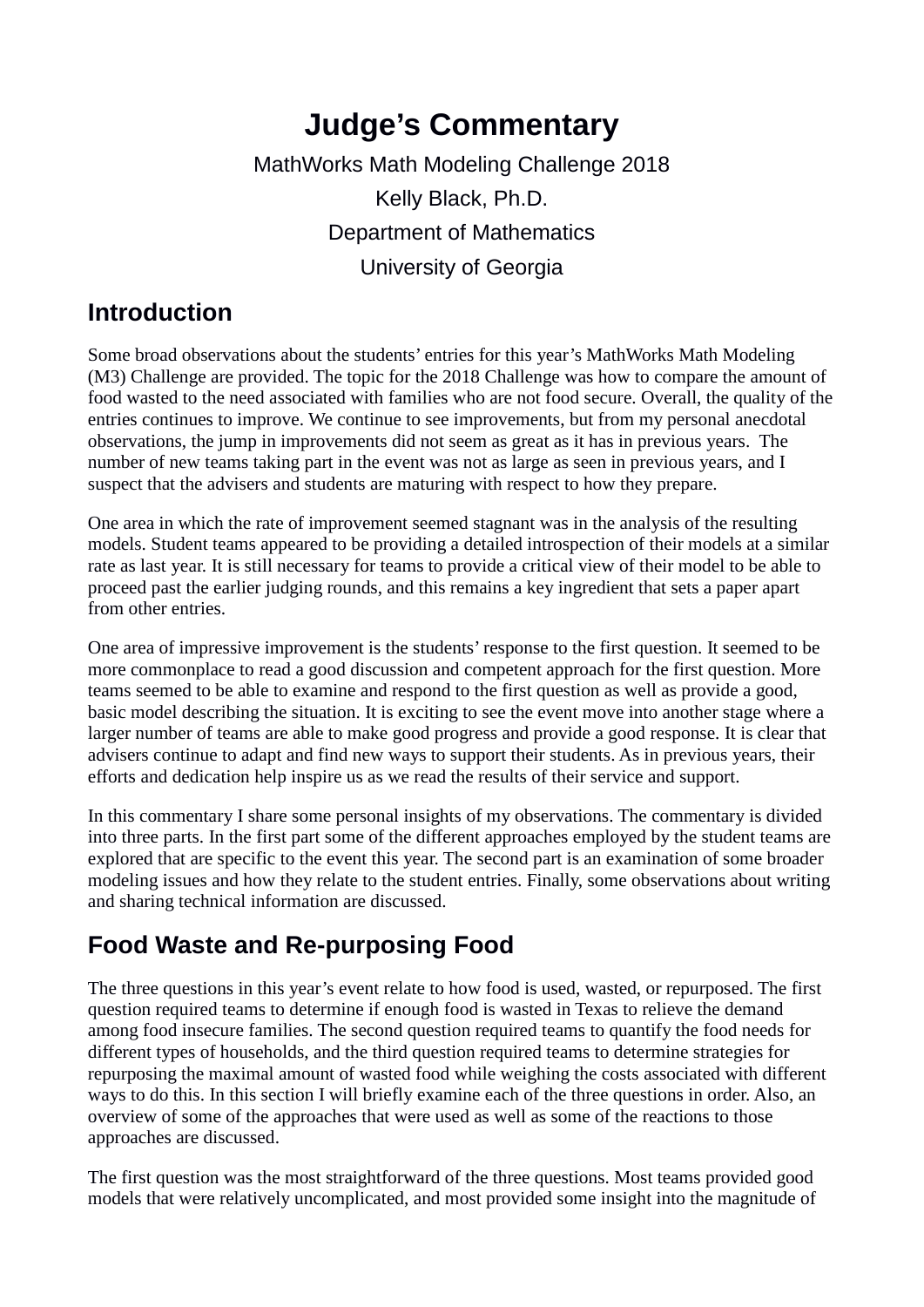# Judge's Commentary

MathWorks Math Modeling Challenge 2018

Kelly Black, Ph.D.

Department of Mathematics

University of Georgia

## Introduction

Some broad observations about the students' entries for this year's MathWorks Math Modeling (M3) Challenge are provided. The topic for the 2018 Challenge was how to compare the amount of food wasted to the need associated with families who are not food secure. Overall, the quality of the entries continues to improve. We continue to see improvements, but from my personal anecdotal observations, the jump in improvements did not seem as great as it has in previous years. The number of new teams taking part in the event was not as large as seen in previous years, and I suspect that the advisers and students are maturing with respect to how they prepare.

One area in which the rate of improvement seemed stagnant was in the analysis of the resulting models. Student teams appeared to be providing a detailed introspection of their models at a similar rate as last year. It is still necessary for teams to provide a critical view of their model to be able to proceed past the earlier judging rounds, and this remains a key ingredient that sets a paper apart from other entries.

One area of impressive improvement is the students' response to the first question. It seemed to be more commonplace to read a good discussion and competent approach for the first question. More teams seemed to be able to examine and respond to the first question as well as provide a good, basic model describing the situation. It is exciting to see the event move into another stage where a larger number of teams are able to make good progress and provide a good response. It is clear that advisers continue to adapt and find new ways to support their students. As in previous years, their efforts and dedication help inspire us as we read the results of their service and support.

In this commentary I share some personal insights of my observations. The commentary is divided into three parts. In the first part some of the different approaches employed by the student teams are explored that are specific to the event this year. The second part is an examination of some broader modeling issues and how they relate to the student entries. Finally, some observations about writing and sharing technical information are discussed.

## Food Waste and Re-purposing Food

The three questions in this year's event relate to how food is used, wasted, or repurposed. The first question required teams to determine if enough food is wasted in Texas to relieve the demand among food insecure families. The second question required teams to quantify the food needs for different types of households, and the third question required teams to determine strategies for repurposing the maximal amount of wasted food while weighing the costs associated with different ways to do this. In this section I will briefly examine each of the three questions in order. Also, an overview of some of the approaches that were used as well as some of the reactions to those approaches are discussed.

The first question was the most straightforward of the three questions. Most teams provided good models that were relatively uncomplicated, and most provided some insight into the magnitude of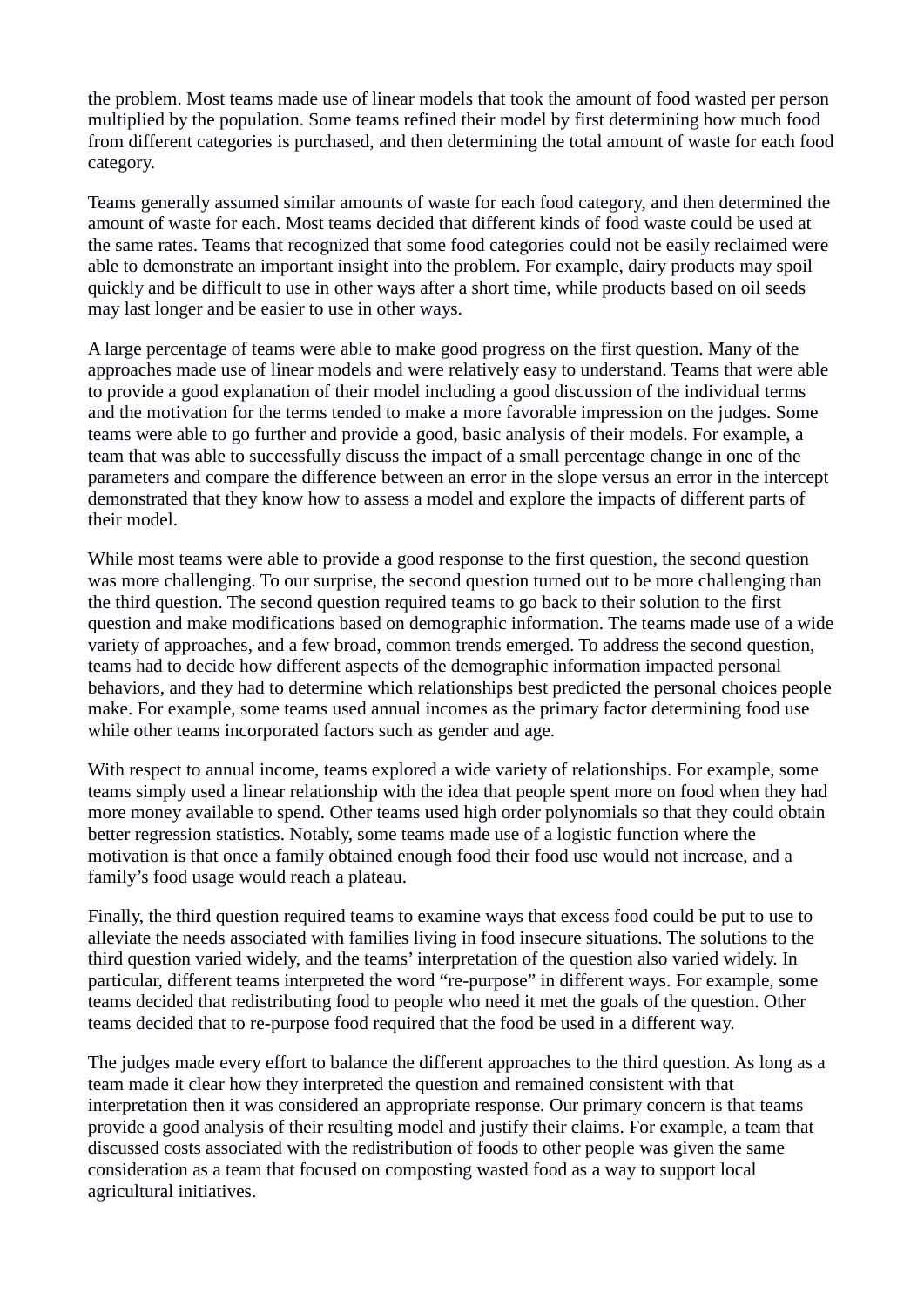the problem. Most teams made use of linear models that took the amount of food wasted per person multiplied by the population. Some teams refined their model by first determining how much food from different categories is purchased, and then determining the total amount of waste for each food category.

Teams generally assumed similar amounts of waste for each food category, and then determined the amount of waste for each. Most teams decided that different kinds of food waste could be used at the same rates. Teams that recognized that some food categories could not be easily reclaimed were able to demonstrate an important insight into the problem. For example, dairy products may spoil quickly and be difficult to use in other ways after a short time, while products based on oil seeds may last longer and be easier to use in other ways.

A large percentage of teams were able to make good progress on the first question. Many of the approaches made use of linear models and were relatively easy to understand. Teams that were able to provide a good explanation of their model including a good discussion of the individual terms and the motivation for the terms tended to make a more favorable impression on the judges. Some teams were able to go further and provide a good, basic analysis of their models. For example, a team that was able to successfully discuss the impact of a small percentage change in one of the parameters and compare the difference between an error in the slope versus an error in the intercept demonstrated that they know how to assess a model and explore the impacts of different parts of their model.

While most teams were able to provide a good response to the first question, the second question was more challenging. To our surprise, the second question turned out to be more challenging than the third question. The second question required teams to go back to their solution to the first question and make modifications based on demographic information. The teams made use of a wide variety of approaches, and a few broad, common trends emerged. To address the second question, teams had to decide how different aspects of the demographic information impacted personal behaviors, and they had to determine which relationships best predicted the personal choices people make. For example, some teams used annual incomes as the primary factor determining food use while other teams incorporated factors such as gender and age.

With respect to annual income, teams explored a wide variety of relationships. For example, some teams simply used a linear relationship with the idea that people spent more on food when they had more money available to spend. Other teams used high order polynomials so that they could obtain better regression statistics. Notably, some teams made use of a logistic function where the motivation is that once a family obtained enough food their food use would not increase, and a family's food usage would reach a plateau.

Finally, the third question required teams to examine ways that excess food could be put to use to alleviate the needs associated with families living in food insecure situations. The solutions to the third question varied widely, and the teams' interpretation of the question also varied widely. In particular, different teams interpreted the word "re-purpose" in different ways. For example, some teams decided that redistributing food to people who need it met the goals of the question. Other teams decided that to re-purpose food required that the food be used in a different way.

The judges made every effort to balance the different approaches to the third question. As long as a team made it clear how they interpreted the question and remained consistent with that interpretation then it was considered an appropriate response. Our primary concern is that teams provide a good analysis of their resulting model and justify their claims. For example, a team that discussed costs associated with the redistribution of foods to other people was given the same consideration as a team that focused on composting wasted food as a way to support local agricultural initiatives.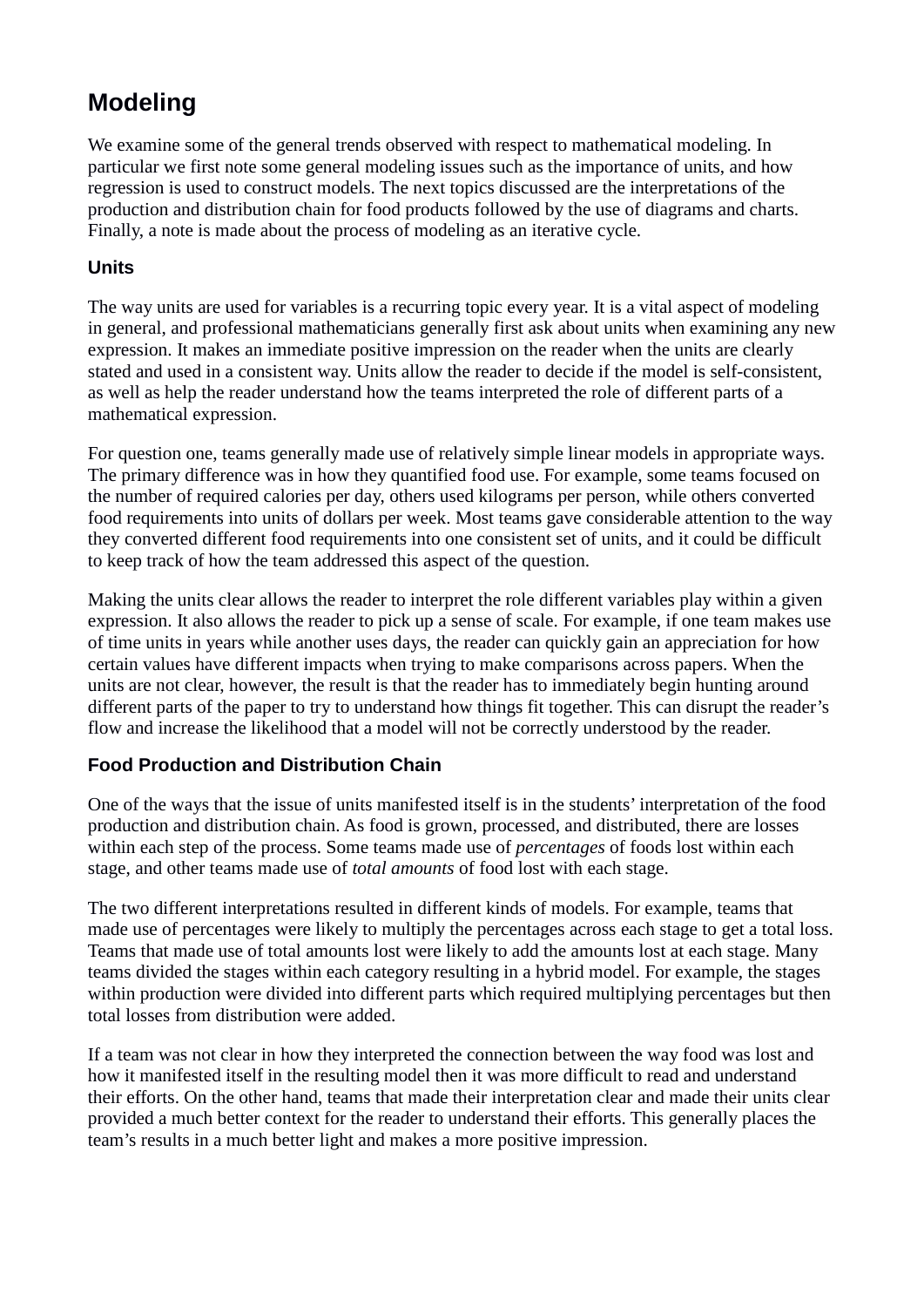# Modeling

We examine some of the general trends observed with respect to mathematical modeling. In particular we first note some general modeling issues such as the importance of units, and how regression is used to construct models. The next topics discussed are the interpretations of the production and distribution chain for food products followed by the use of diagrams and charts. Finally, a note is made about the process of modeling as an iterative cycle.

## Units

The way units are used for variables is a recurring topic every year. It is a vital aspect of modeling in general, and professional mathematicians generally first ask about units when examining any new expression. It makes an immediate positive impression on the reader when the units are clearly stated and used in a consistent way. Units allow the reader to decide if the model is self-consistent, as well as help the reader understand how the teams interpreted the role of different parts of a mathematical expression.

For question one, teams generally made use of relatively simple linear models in appropriate ways. The primary difference was in how they quantified food use. For example, some teams focused on the number of required calories per day, others used kilograms per person, while others converted food requirements into units of dollars per week. Most teams gave considerable attention to the way they converted different food requirements into one consistent set of units, and it could be difficult to keep track of how the team addressed this aspect of the question.

Making the units clear allows the reader to interpret the role different variables play within a given expression. It also allows the reader to pick up a sense of scale. For example, if one team makes use of time units in years while another uses days, the reader can quickly gain an appreciation for how certain values have different impacts when trying to make comparisons across papers. When the units are not clear, however, the result is that the reader has to immediately begin hunting around different parts of the paper to try to understand how things fit together. This can disrupt the reader's flow and increase the likelihood that a model will not be correctly understood by the reader.

## Food Production and Distribution Chain

One of the ways that the issue of units manifested itself is in the students' interpretation of the food production and distribution chain. As food is grown, processed, and distributed, there are losses within each step of the process. Some teams made use of *percentages* of foods lost within each stage, and other teams made use of *total amounts* of food lost with each stage.

The two different interpretations resulted in different kinds of models. For example, teams that made use of percentages were likely to multiply the percentages across each stage to get a total loss. Teams that made use of total amounts lost were likely to add the amounts lost at each stage. Many teams divided the stages within each category resulting in a hybrid model. For example, the stages within production were divided into different parts which required multiplying percentages but then total losses from distribution were added.

If a team was not clear in how they interpreted the connection between the way food was lost and how it manifested itself in the resulting model then it was more difficult to read and understand their efforts. On the other hand, teams that made their interpretation clear and made their units clear provided a much better context for the reader to understand their efforts. This generally places the team's results in a much better light and makes a more positive impression.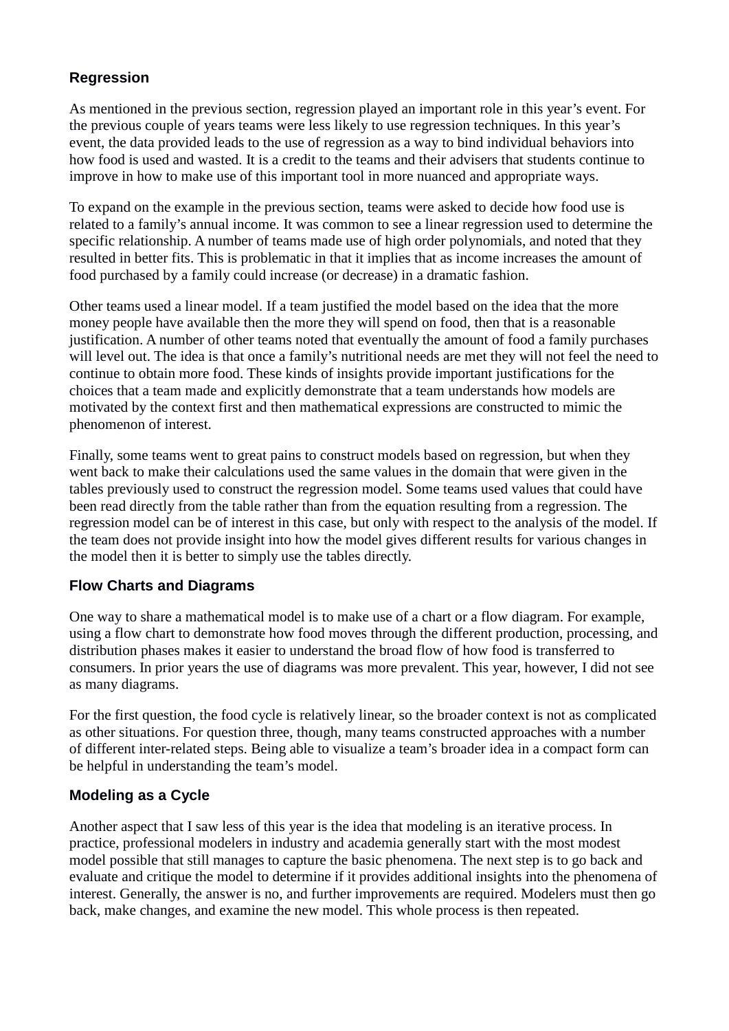### Regression

As mentioned in the previous section, regression played an important role in this year's event. For the previous couple of years teams were less likely to use regression techniques. In this year's event, the data provided leads to the use of regression as a way to bind individual behaviors into how food is used and wasted. It is a credit to the teams and their advisers that students continue to improve in how to make use of this important tool in more nuanced and appropriate ways.

To expand on the example in the previous section, teams were asked to decide how food use is related to a family's annual income. It was common to see a linear regression used to determine the specific relationship. A number of teams made use of high order polynomials, and noted that they resulted in better fits. This is problematic in that it implies that as income increases the amount of food purchased by a family could increase (or decrease) in a dramatic fashion.

Other teams used a linear model. If a team justified the model based on the idea that the more money people have available then the more they will spend on food, then that is a reasonable justification. A number of other teams noted that eventually the amount of food a family purchases will level out. The idea is that once a family's nutritional needs are met they will not feel the need to continue to obtain more food. These kinds of insights provide important justifications for the choices that a team made and explicitly demonstrate that a team understands how models are motivated by the context first and then mathematical expressions are constructed to mimic the phenomenon of interest.

Finally, some teams went to great pains to construct models based on regression, but when they went back to make their calculations used the same values in the domain that were given in the tables previously used to construct the regression model. Some teams used values that could have been read directly from the table rather than from the equation resulting from a regression. The regression model can be of interest in this case, but only with respect to the analysis of the model. If the team does not provide insight into how the model gives different results for various changes in the model then it is better to simply use the tables directly.

### Flow Charts and Diagrams

One way to share a mathematical model is to make use of a chart or a flow diagram. For example, using a flow chart to demonstrate how food moves through the different production, processing, and distribution phases makes it easier to understand the broad flow of how food is transferred to consumers. In prior years the use of diagrams was more prevalent. This year, however, I did not see as many diagrams.

For the first question, the food cycle is relatively linear, so the broader context is not as complicated as other situations. For question three, though, many teams constructed approaches with a number of different inter-related steps. Being able to visualize a team's broader idea in a compact form can be helpful in understanding the team's model.

### Modeling as a Cycle

Another aspect that I saw less of this year is the idea that modeling is an iterative process. In practice, professional modelers in industry and academia generally start with the most modest model possible that still manages to capture the basic phenomena. The next step is to go back and evaluate and critique the model to determine if it provides additional insights into the phenomena of interest. Generally, the answer is no, and further improvements are required. Modelers must then go back, make changes, and examine the new model. This whole process is then repeated.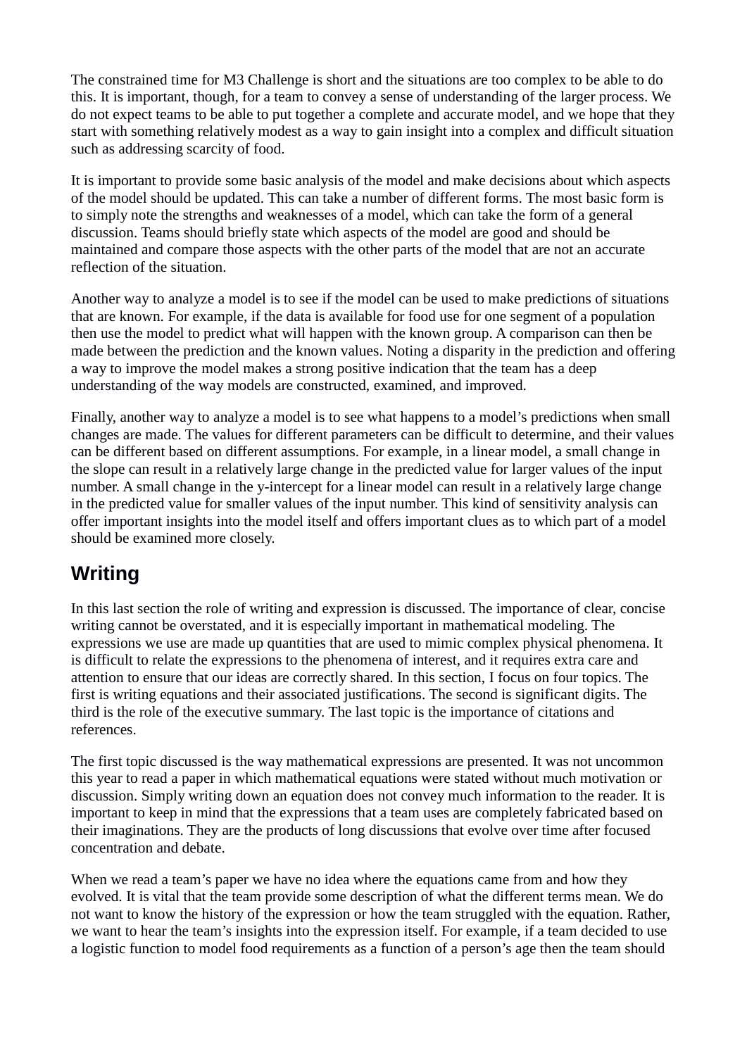The constrained time for M3 Challenge is short and the situations are too complex to be able to do this. It is important, though, for a team to convey a sense of understanding of the larger process. We do not expect teams to be able to put together a complete and accurate model, and we hope that they start with something relatively modest as a way to gain insight into a complex and difficult situation such as addressing scarcity of food.

It is important to provide some basic analysis of the model and make decisions about which aspects of the model should be updated. This can take a number of different forms. The most basic form is to simply note the strengths and weaknesses of a model, which can take the form of a general discussion. Teams should briefly state which aspects of the model are good and should be maintained and compare those aspects with the other parts of the model that are not an accurate reflection of the situation.

Another way to analyze a model is to see if the model can be used to make predictions of situations that are known. For example, if the data is available for food use for one segment of a population then use the model to predict what will happen with the known group. A comparison can then be made between the prediction and the known values. Noting a disparity in the prediction and offering a way to improve the model makes a strong positive indication that the team has a deep understanding of the way models are constructed, examined, and improved.

Finally, another way to analyze a model is to see what happens to a model's predictions when small changes are made. The values for different parameters can be difficult to determine, and their values can be different based on different assumptions. For example, in a linear model, a small change in the slope can result in a relatively large change in the predicted value for larger values of the input number. A small change in the y-intercept for a linear model can result in a relatively large change in the predicted value for smaller values of the input number. This kind of sensitivity analysis can offer important insights into the model itself and offers important clues as to which part of a model should be examined more closely.

## Writing

In this last section the role of writing and expression is discussed. The importance of clear, concise writing cannot be overstated, and it is especially important in mathematical modeling. The expressions we use are made up quantities that are used to mimic complex physical phenomena. It is difficult to relate the expressions to the phenomena of interest, and it requires extra care and attention to ensure that our ideas are correctly shared. In this section, I focus on four topics. The first is writing equations and their associated justifications. The second is significant digits. The third is the role of the executive summary. The last topic is the importance of citations and references.

The first topic discussed is the way mathematical expressions are presented. It was not uncommon this year to read a paper in which mathematical equations were stated without much motivation or discussion. Simply writing down an equation does not convey much information to the reader. It is important to keep in mind that the expressions that a team uses are completely fabricated based on their imaginations. They are the products of long discussions that evolve over time after focused concentration and debate.

When we read a team's paper we have no idea where the equations came from and how they evolved. It is vital that the team provide some description of what the different terms mean. We do not want to know the history of the expression or how the team struggled with the equation. Rather, we want to hear the team's insights into the expression itself. For example, if a team decided to use a logistic function to model food requirements as a function of a person's age then the team should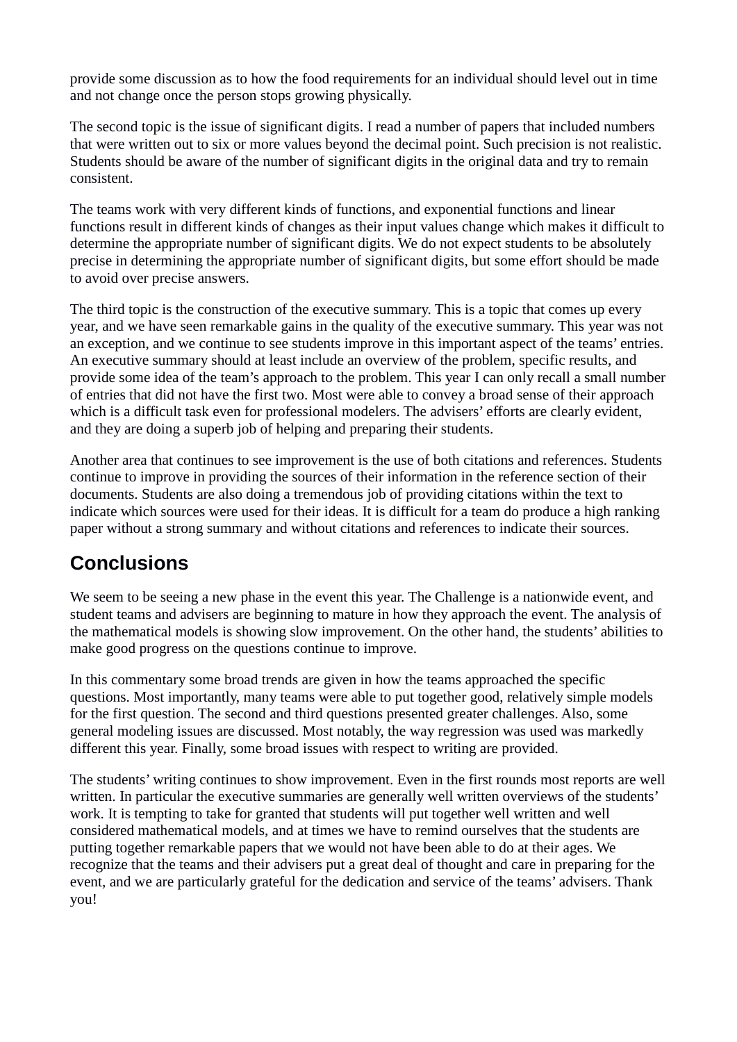provide some discussion as to how the food requirements for an individual should level out in time and not change once the person stops growing physically.

The second topic is the issue of significant digits. I read a number of papers that included numbers that were written out to six or more values beyond the decimal point. Such precision is not realistic. Students should be aware of the number of significant digits in the original data and try to remain consistent.

The teams work with very different kinds of functions, and exponential functions and linear functions result in different kinds of changes as their input values change which makes it difficult to determine the appropriate number of significant digits. We do not expect students to be absolutely precise in determining the appropriate number of significant digits, but some effort should be made to avoid over precise answers.

The third topic is the construction of the executive summary. This is a topic that comes up every year, and we have seen remarkable gains in the quality of the executive summary. This year was not an exception, and we continue to see students improve in this important aspect of the teams' entries. An executive summary should at least include an overview of the problem, specific results, and provide some idea of the team's approach to the problem. This year I can only recall a small number of entries that did not have the first two. Most were able to convey a broad sense of their approach which is a difficult task even for professional modelers. The advisers' efforts are clearly evident, and they are doing a superb job of helping and preparing their students.

Another area that continues to see improvement is the use of both citations and references. Students continue to improve in providing the sources of their information in the reference section of their documents. Students are also doing a tremendous job of providing citations within the text to indicate which sources were used for their ideas. It is difficult for a team do produce a high ranking paper without a strong summary and without citations and references to indicate their sources.

## Conclusions

We seem to be seeing a new phase in the event this year. The Challenge is a nationwide event, and student teams and advisers are beginning to mature in how they approach the event. The analysis of the mathematical models is showing slow improvement. On the other hand, the students' abilities to make good progress on the questions continue to improve.

In this commentary some broad trends are given in how the teams approached the specific questions. Most importantly, many teams were able to put together good, relatively simple models for the first question. The second and third questions presented greater challenges. Also, some general modeling issues are discussed. Most notably, the way regression was used was markedly different this year. Finally, some broad issues with respect to writing are provided.

The students' writing continues to show improvement. Even in the first rounds most reports are well written. In particular the executive summaries are generally well written overviews of the students' work. It is tempting to take for granted that students will put together well written and well considered mathematical models, and at times we have to remind ourselves that the students are putting together remarkable papers that we would not have been able to do at their ages. We recognize that the teams and their advisers put a great deal of thought and care in preparing for the event, and we are particularly grateful for the dedication and service of the teams' advisers. Thank you!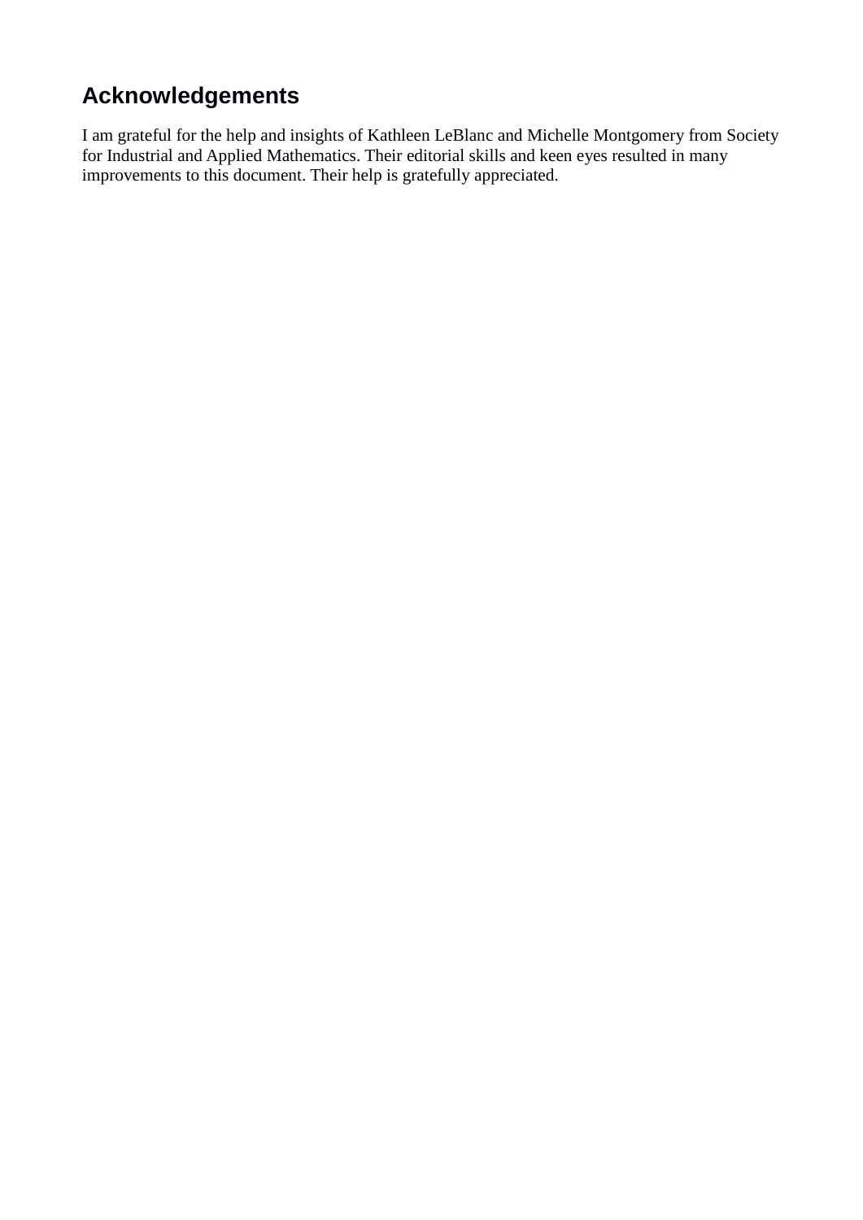## Acknowledgements

I am grateful for the help and insights of Kathleen LeBlanc and Michelle Montgomery from Society for Industrial and Applied Mathematics. Their editorial skills and keen eyes resulted in many improvements to this document. Their help is gratefully appreciated.